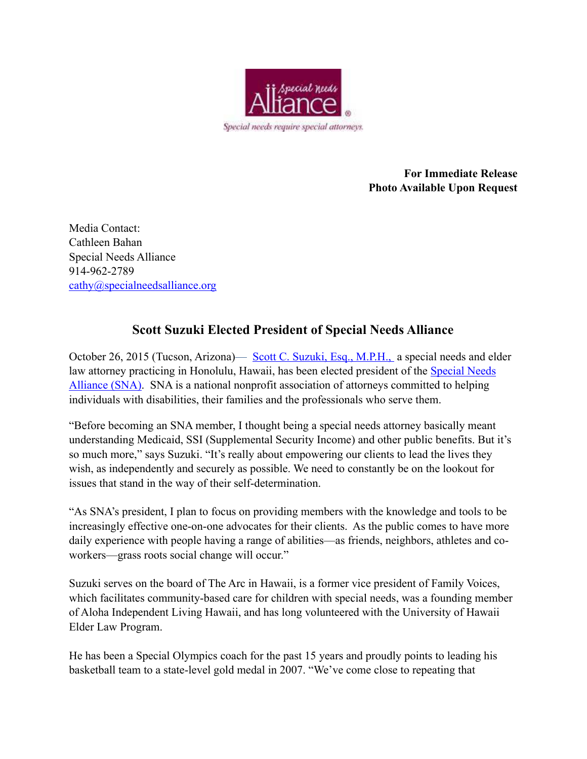Special Needs Alliance®

*Special needs require special attorneys.*

**For Immediate Release**
**Photo Available Upon Request**

Media Contact:
Cathleen Bahan
Special Needs Alliance
914-962-2789
cathy@specialneedsalliance.org

## Scott Suzuki Elected President of Special Needs Alliance

October 26, 2015 (Tucson, Arizona)— Scott C. Suzuki, Esq., M.P.H., a special needs and elder law attorney practicing in Honolulu, Hawaii, has been elected president of the Special Needs Alliance (SNA). SNA is a national nonprofit association of attorneys committed to helping individuals with disabilities, their families and the professionals who serve them.

"Before becoming an SNA member, I thought being a special needs attorney basically meant understanding Medicaid, SSI (Supplemental Security Income) and other public benefits. But it's so much more," says Suzuki. "It's really about empowering our clients to lead the lives they wish, as independently and securely as possible. We need to constantly be on the lookout for issues that stand in the way of their self-determination.

"As SNA's president, I plan to focus on providing members with the knowledge and tools to be increasingly effective one-on-one advocates for their clients. As the public comes to have more daily experience with people having a range of abilities—as friends, neighbors, athletes and co-workers—grass roots social change will occur."

Suzuki serves on the board of The Arc in Hawaii, is a former vice president of Family Voices, which facilitates community-based care for children with special needs, was a founding member of Aloha Independent Living Hawaii, and has long volunteered with the University of Hawaii Elder Law Program.

He has been a Special Olympics coach for the past 15 years and proudly points to leading his basketball team to a state-level gold medal in 2007. "We've come close to repeating that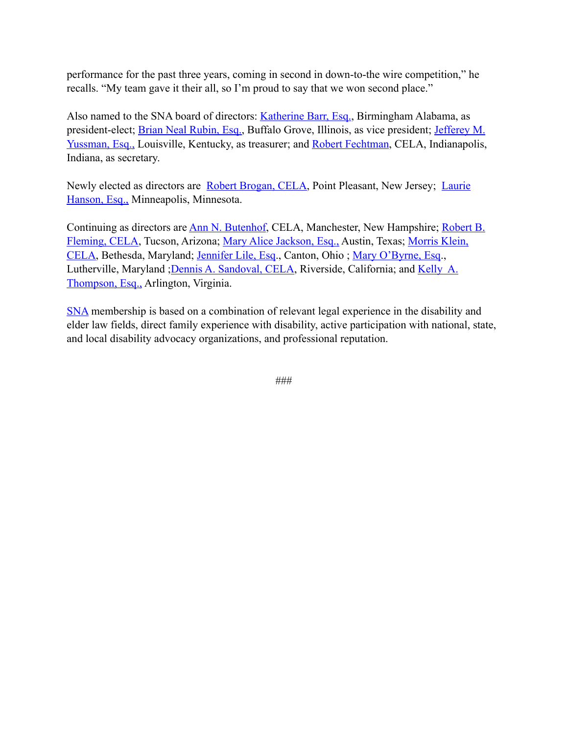performance for the past three years, coming in second in down-to-the wire competition," he recalls. "My team gave it their all, so I'm proud to say that we won second place."

Also named to the SNA board of directors: Katherine Barr, Esq., Birmingham Alabama, as president-elect; Brian Neal Rubin, Esq., Buffalo Grove, Illinois, as vice president; Jefferey M. Yussman, Esq., Louisville, Kentucky, as treasurer; and Robert Fechtman, CELA, Indianapolis, Indiana, as secretary.

Newly elected as directors are Robert Brogan, CELA, Point Pleasant, New Jersey; Laurie Hanson, Esq., Minneapolis, Minnesota.

Continuing as directors are Ann N. Butenhof, CELA, Manchester, New Hampshire; Robert B. Fleming, CELA, Tucson, Arizona; Mary Alice Jackson, Esq., Austin, Texas; Morris Klein, CELA, Bethesda, Maryland; Jennifer Lile, Esq., Canton, Ohio ; Mary O'Byrne, Esq., Lutherville, Maryland ;Dennis A. Sandoval, CELA, Riverside, California; and Kelly A. Thompson, Esq., Arlington, Virginia.

SNA membership is based on a combination of relevant legal experience in the disability and elder law fields, direct family experience with disability, active participation with national, state, and local disability advocacy organizations, and professional reputation.

###